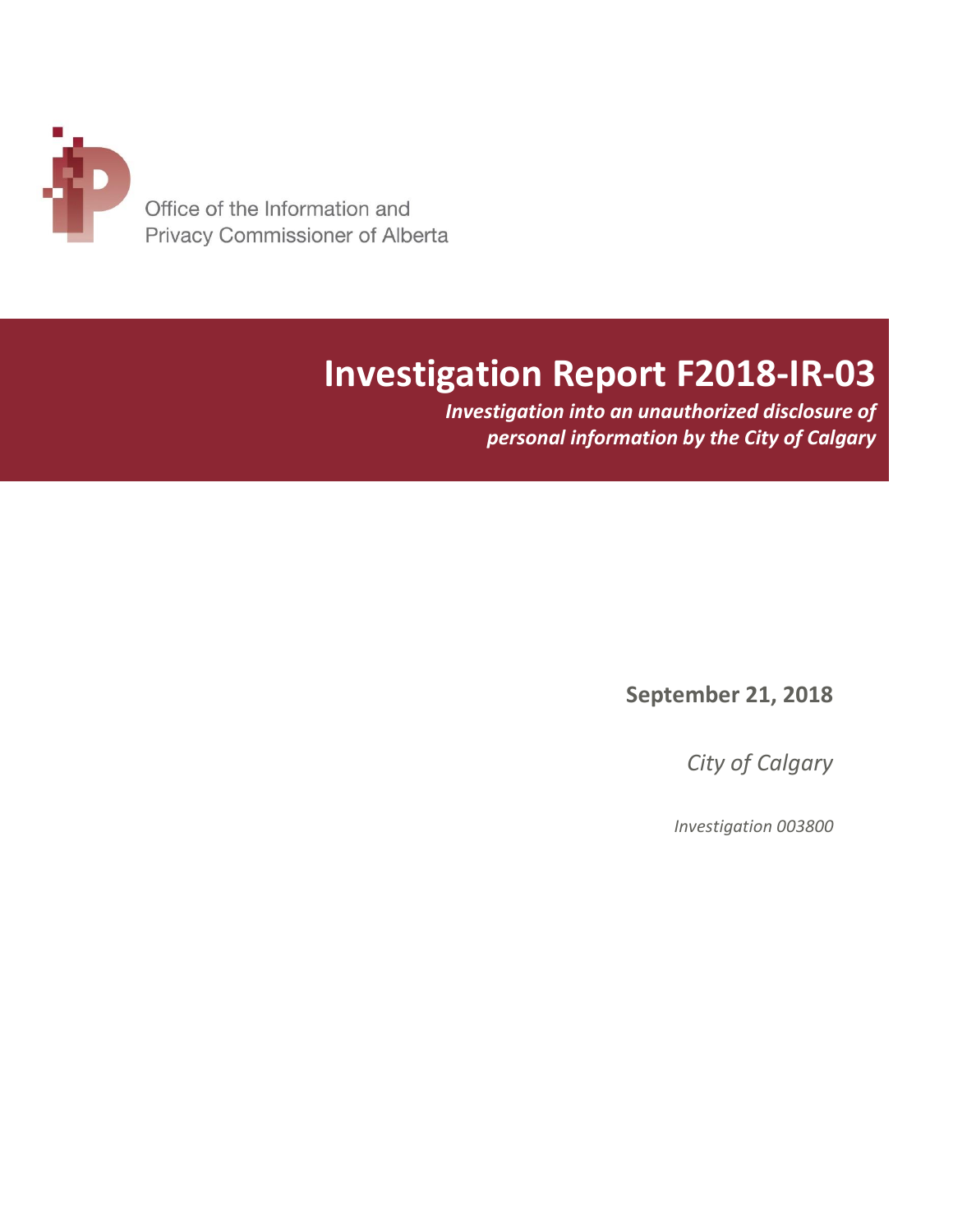Office of the Information and Privacy Commissioner of Alberta

# Investigation Report F2018-IR-03

***Investigation into an unauthorized disclosure of personal information by the City of Calgary***

**September 21, 2018**

*City of Calgary*

*Investigation 003800*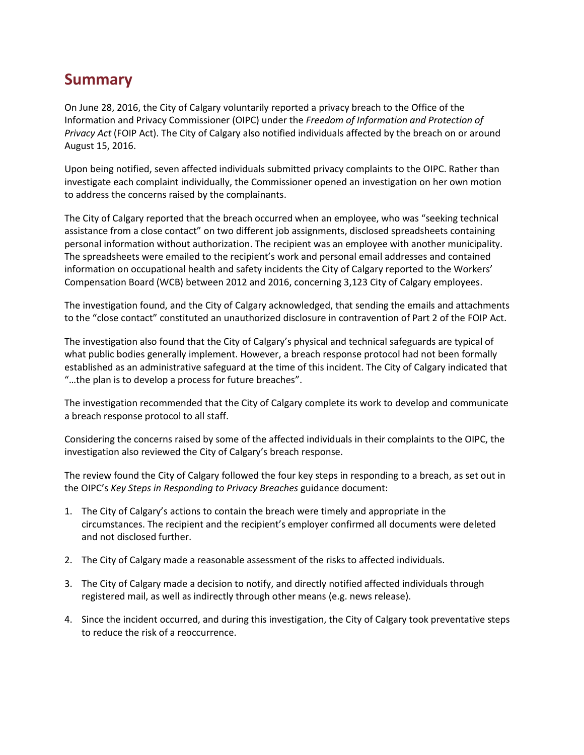# Summary

On June 28, 2016, the City of Calgary voluntarily reported a privacy breach to the Office of the Information and Privacy Commissioner (OIPC) under the *Freedom of Information and Protection of Privacy Act* (FOIP Act). The City of Calgary also notified individuals affected by the breach on or around August 15, 2016.

Upon being notified, seven affected individuals submitted privacy complaints to the OIPC. Rather than investigate each complaint individually, the Commissioner opened an investigation on her own motion to address the concerns raised by the complainants.

The City of Calgary reported that the breach occurred when an employee, who was "seeking technical assistance from a close contact" on two different job assignments, disclosed spreadsheets containing personal information without authorization. The recipient was an employee with another municipality. The spreadsheets were emailed to the recipient's work and personal email addresses and contained information on occupational health and safety incidents the City of Calgary reported to the Workers' Compensation Board (WCB) between 2012 and 2016, concerning 3,123 City of Calgary employees.

The investigation found, and the City of Calgary acknowledged, that sending the emails and attachments to the "close contact" constituted an unauthorized disclosure in contravention of Part 2 of the FOIP Act.

The investigation also found that the City of Calgary's physical and technical safeguards are typical of what public bodies generally implement. However, a breach response protocol had not been formally established as an administrative safeguard at the time of this incident. The City of Calgary indicated that "…the plan is to develop a process for future breaches".

The investigation recommended that the City of Calgary complete its work to develop and communicate a breach response protocol to all staff.

Considering the concerns raised by some of the affected individuals in their complaints to the OIPC, the investigation also reviewed the City of Calgary's breach response.

The review found the City of Calgary followed the four key steps in responding to a breach, as set out in the OIPC's *Key Steps in Responding to Privacy Breaches* guidance document:

1. The City of Calgary's actions to contain the breach were timely and appropriate in the circumstances. The recipient and the recipient's employer confirmed all documents were deleted and not disclosed further.

2. The City of Calgary made a reasonable assessment of the risks to affected individuals.

3. The City of Calgary made a decision to notify, and directly notified affected individuals through registered mail, as well as indirectly through other means (e.g. news release).

4. Since the incident occurred, and during this investigation, the City of Calgary took preventative steps to reduce the risk of a reoccurrence.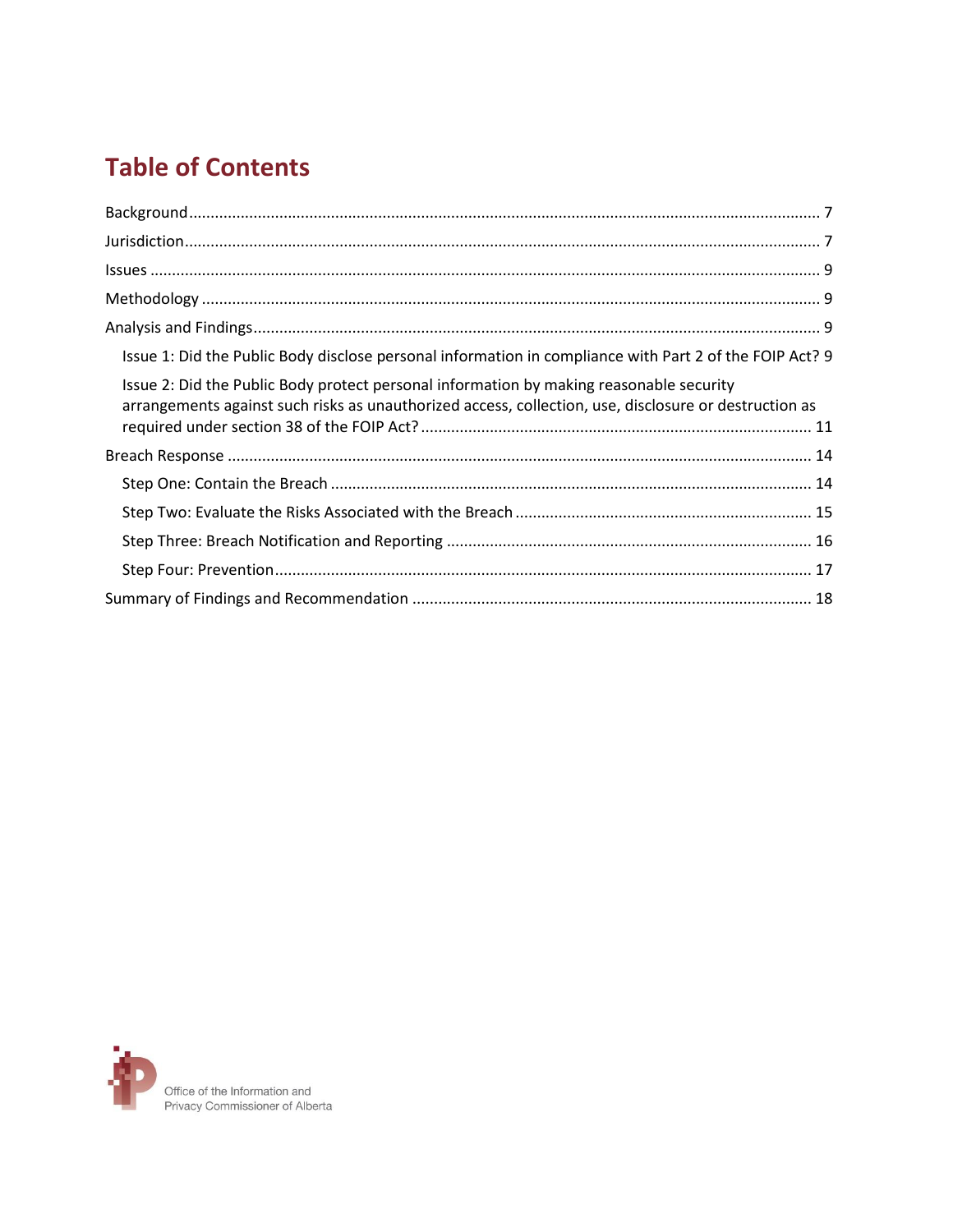# Table of Contents

Background ........................................................................................................................................ 7

Jurisdiction......................................................................................................................................... 7

Issues ................................................................................................................................................ 9

Methodology ..................................................................................................................................... 9

Analysis and Findings......................................................................................................................... 9

- Issue 1: Did the Public Body disclose personal information in compliance with Part 2 of the FOIP Act? 9
- Issue 2: Did the Public Body protect personal information by making reasonable security arrangements against such risks as unauthorized access, collection, use, disclosure or destruction as required under section 38 of the FOIP Act? ......................................................................................... 11

Breach Response .............................................................................................................................. 14

- Step One: Contain the Breach ....................................................................................................... 14
- Step Two: Evaluate the Risks Associated with the Breach ................................................................ 15
- Step Three: Breach Notification and Reporting ............................................................................... 16
- Step Four: Prevention...................................................................................................................... 17

Summary of Findings and Recommendation ...................................................................................... 18

Office of the Information and Privacy Commissioner of Alberta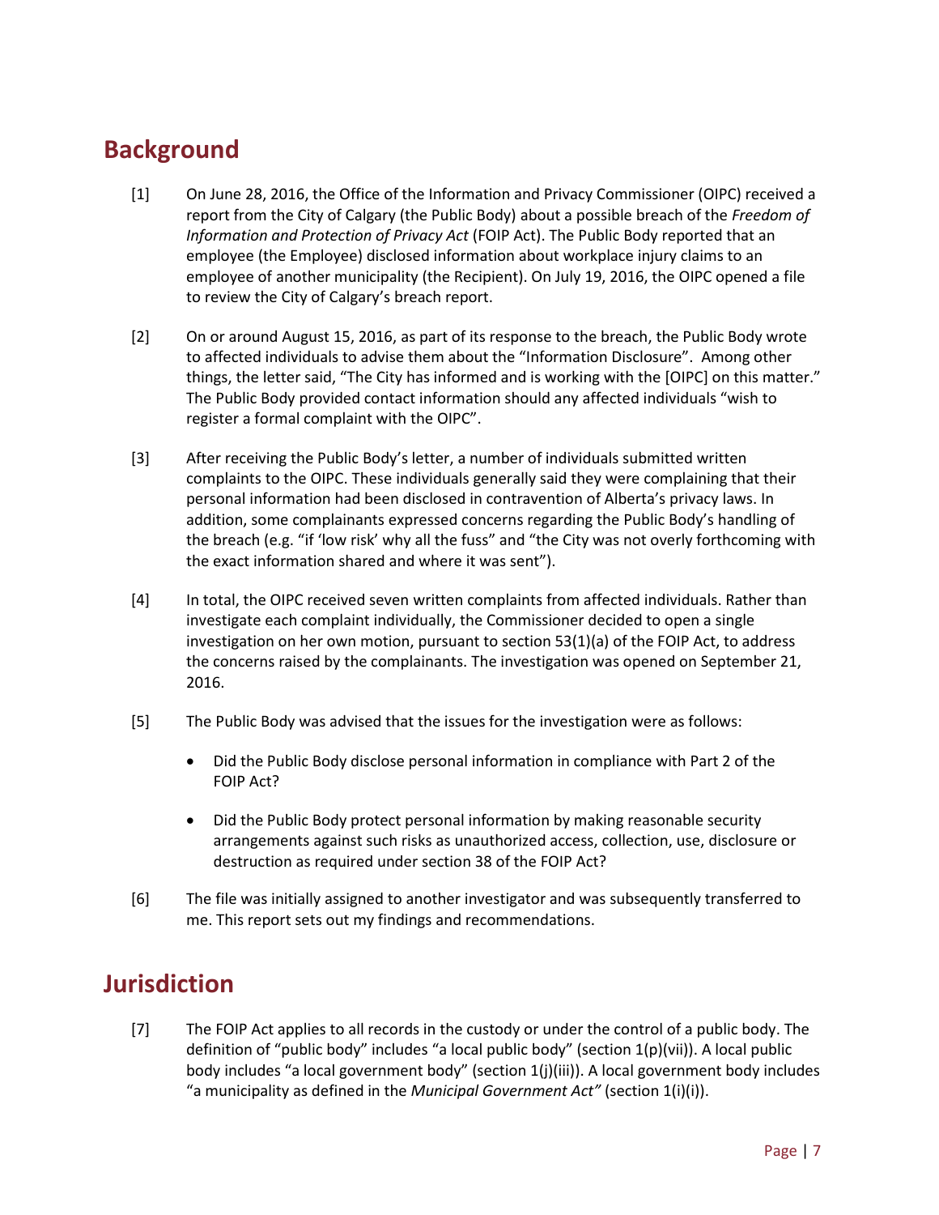## Background

[1] On June 28, 2016, the Office of the Information and Privacy Commissioner (OIPC) received a report from the City of Calgary (the Public Body) about a possible breach of the *Freedom of Information and Protection of Privacy Act* (FOIP Act). The Public Body reported that an employee (the Employee) disclosed information about workplace injury claims to an employee of another municipality (the Recipient). On July 19, 2016, the OIPC opened a file to review the City of Calgary's breach report.

[2] On or around August 15, 2016, as part of its response to the breach, the Public Body wrote to affected individuals to advise them about the "Information Disclosure". Among other things, the letter said, "The City has informed and is working with the [OIPC] on this matter." The Public Body provided contact information should any affected individuals "wish to register a formal complaint with the OIPC".

[3] After receiving the Public Body's letter, a number of individuals submitted written complaints to the OIPC. These individuals generally said they were complaining that their personal information had been disclosed in contravention of Alberta's privacy laws. In addition, some complainants expressed concerns regarding the Public Body's handling of the breach (e.g. "if 'low risk' why all the fuss" and "the City was not overly forthcoming with the exact information shared and where it was sent").

[4] In total, the OIPC received seven written complaints from affected individuals. Rather than investigate each complaint individually, the Commissioner decided to open a single investigation on her own motion, pursuant to section 53(1)(a) of the FOIP Act, to address the concerns raised by the complainants. The investigation was opened on September 21, 2016.

[5] The Public Body was advised that the issues for the investigation were as follows:

- Did the Public Body disclose personal information in compliance with Part 2 of the FOIP Act?
- Did the Public Body protect personal information by making reasonable security arrangements against such risks as unauthorized access, collection, use, disclosure or destruction as required under section 38 of the FOIP Act?

[6] The file was initially assigned to another investigator and was subsequently transferred to me. This report sets out my findings and recommendations.

## Jurisdiction

[7] The FOIP Act applies to all records in the custody or under the control of a public body. The definition of "public body" includes "a local public body" (section 1(p)(vii)). A local public body includes "a local government body" (section 1(j)(iii)). A local government body includes "a municipality as defined in the *Municipal Government Act"* (section 1(i)(i)).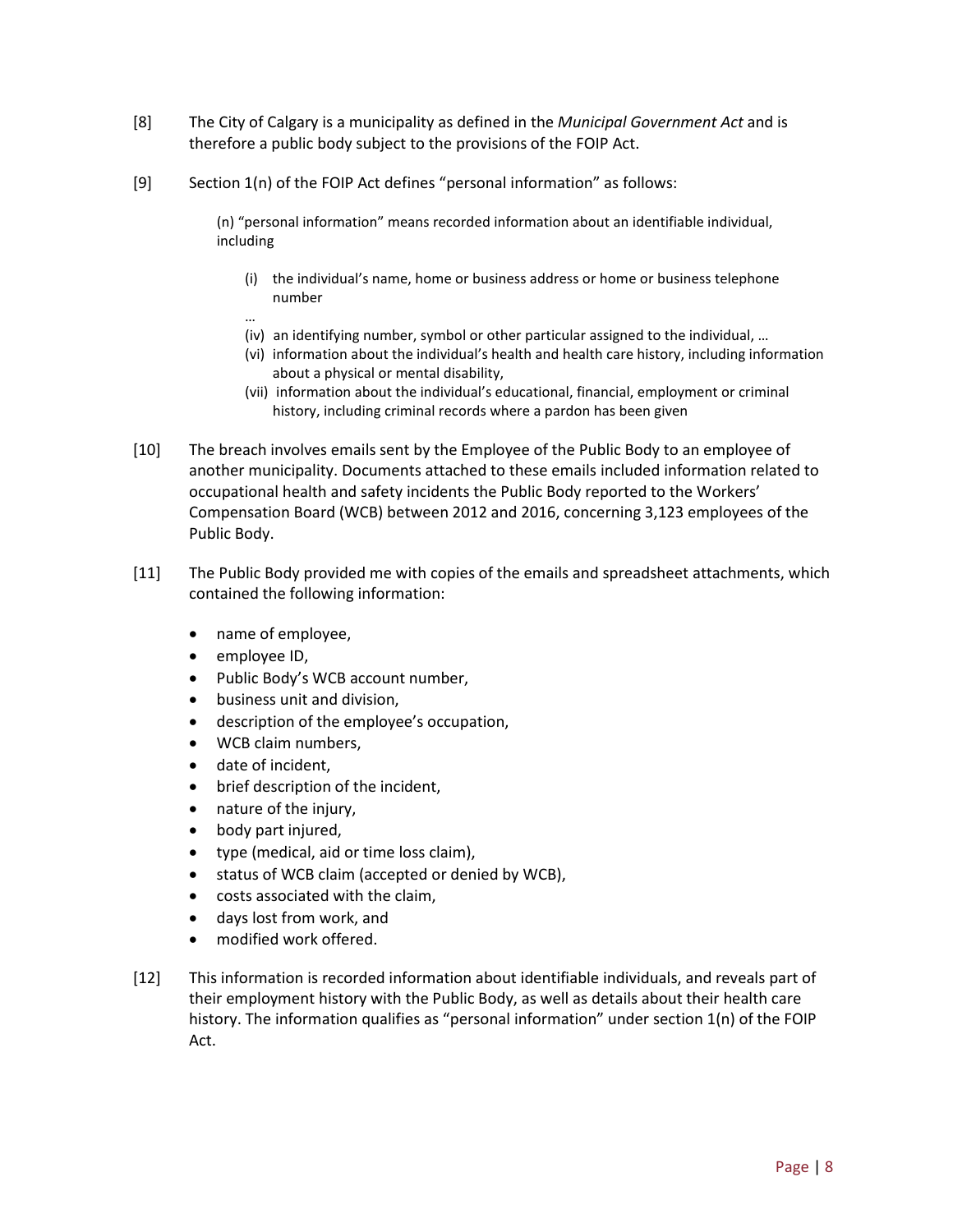[8] The City of Calgary is a municipality as defined in the *Municipal Government Act* and is therefore a public body subject to the provisions of the FOIP Act.

[9] Section 1(n) of the FOIP Act defines "personal information" as follows:

> (n) "personal information" means recorded information about an identifiable individual, including
>
> (i) the individual's name, home or business address or home or business telephone number
>
> …
>
> (iv) an identifying number, symbol or other particular assigned to the individual, …
>
> (vi) information about the individual's health and health care history, including information about a physical or mental disability,
>
> (vii) information about the individual's educational, financial, employment or criminal history, including criminal records where a pardon has been given

[10] The breach involves emails sent by the Employee of the Public Body to an employee of another municipality. Documents attached to these emails included information related to occupational health and safety incidents the Public Body reported to the Workers' Compensation Board (WCB) between 2012 and 2016, concerning 3,123 employees of the Public Body.

[11] The Public Body provided me with copies of the emails and spreadsheet attachments, which contained the following information:

- name of employee,
- employee ID,
- Public Body's WCB account number,
- business unit and division,
- description of the employee's occupation,
- WCB claim numbers,
- date of incident,
- brief description of the incident,
- nature of the injury,
- body part injured,
- type (medical, aid or time loss claim),
- status of WCB claim (accepted or denied by WCB),
- costs associated with the claim,
- days lost from work, and
- modified work offered.

[12] This information is recorded information about identifiable individuals, and reveals part of their employment history with the Public Body, as well as details about their health care history. The information qualifies as "personal information" under section 1(n) of the FOIP Act.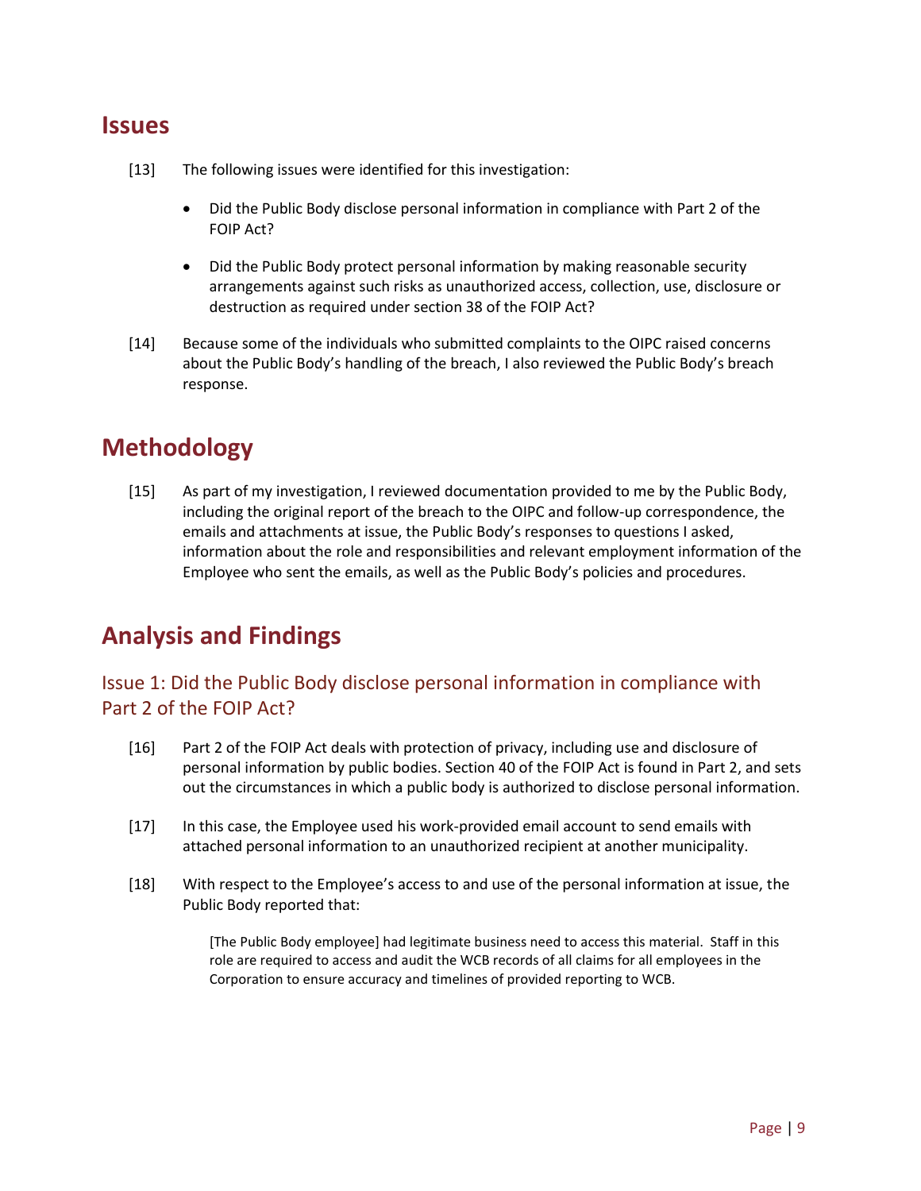## Issues

[13] The following issues were identified for this investigation:

- Did the Public Body disclose personal information in compliance with Part 2 of the FOIP Act?
- Did the Public Body protect personal information by making reasonable security arrangements against such risks as unauthorized access, collection, use, disclosure or destruction as required under section 38 of the FOIP Act?

[14] Because some of the individuals who submitted complaints to the OIPC raised concerns about the Public Body's handling of the breach, I also reviewed the Public Body's breach response.

## Methodology

[15] As part of my investigation, I reviewed documentation provided to me by the Public Body, including the original report of the breach to the OIPC and follow-up correspondence, the emails and attachments at issue, the Public Body's responses to questions I asked, information about the role and responsibilities and relevant employment information of the Employee who sent the emails, as well as the Public Body's policies and procedures.

## Analysis and Findings

### Issue 1: Did the Public Body disclose personal information in compliance with Part 2 of the FOIP Act?

[16] Part 2 of the FOIP Act deals with protection of privacy, including use and disclosure of personal information by public bodies. Section 40 of the FOIP Act is found in Part 2, and sets out the circumstances in which a public body is authorized to disclose personal information.

[17] In this case, the Employee used his work-provided email account to send emails with attached personal information to an unauthorized recipient at another municipality.

[18] With respect to the Employee's access to and use of the personal information at issue, the Public Body reported that:

> [The Public Body employee] had legitimate business need to access this material. Staff in this role are required to access and audit the WCB records of all claims for all employees in the Corporation to ensure accuracy and timelines of provided reporting to WCB.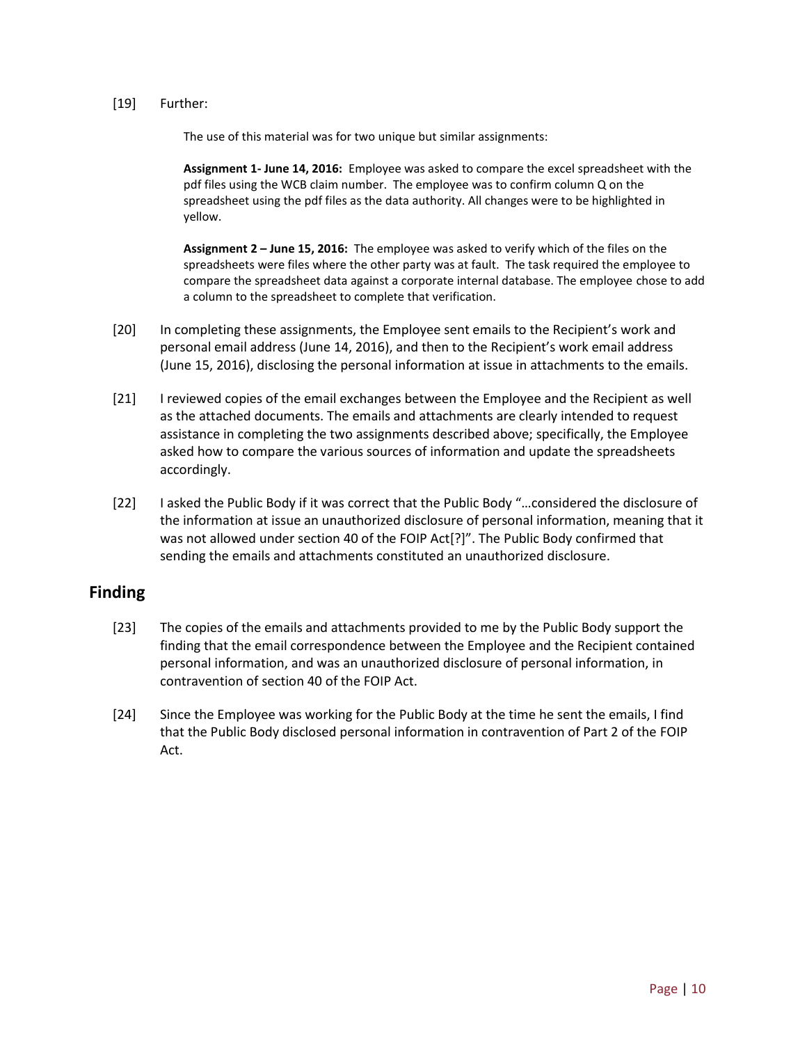[19] Further:

> The use of this material was for two unique but similar assignments:
>
> **Assignment 1- June 14, 2016:** Employee was asked to compare the excel spreadsheet with the pdf files using the WCB claim number. The employee was to confirm column Q on the spreadsheet using the pdf files as the data authority. All changes were to be highlighted in yellow.
>
> **Assignment 2 – June 15, 2016:** The employee was asked to verify which of the files on the spreadsheets were files where the other party was at fault. The task required the employee to compare the spreadsheet data against a corporate internal database. The employee chose to add a column to the spreadsheet to complete that verification.

[20] In completing these assignments, the Employee sent emails to the Recipient's work and personal email address (June 14, 2016), and then to the Recipient's work email address (June 15, 2016), disclosing the personal information at issue in attachments to the emails.

[21] I reviewed copies of the email exchanges between the Employee and the Recipient as well as the attached documents. The emails and attachments are clearly intended to request assistance in completing the two assignments described above; specifically, the Employee asked how to compare the various sources of information and update the spreadsheets accordingly.

[22] I asked the Public Body if it was correct that the Public Body "…considered the disclosure of the information at issue an unauthorized disclosure of personal information, meaning that it was not allowed under section 40 of the FOIP Act[?]". The Public Body confirmed that sending the emails and attachments constituted an unauthorized disclosure.

## Finding

[23] The copies of the emails and attachments provided to me by the Public Body support the finding that the email correspondence between the Employee and the Recipient contained personal information, and was an unauthorized disclosure of personal information, in contravention of section 40 of the FOIP Act.

[24] Since the Employee was working for the Public Body at the time he sent the emails, I find that the Public Body disclosed personal information in contravention of Part 2 of the FOIP Act.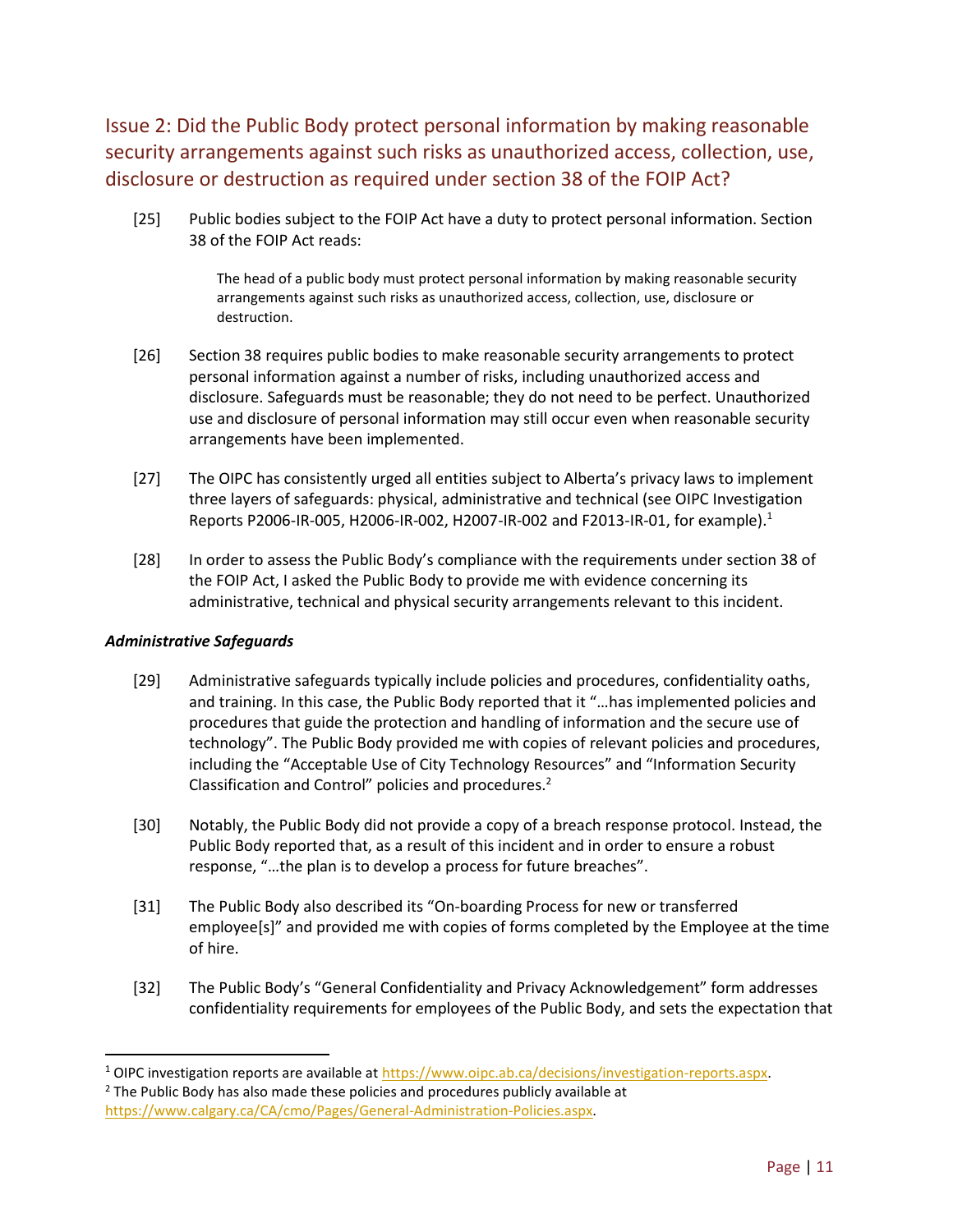## Issue 2: Did the Public Body protect personal information by making reasonable security arrangements against such risks as unauthorized access, collection, use, disclosure or destruction as required under section 38 of the FOIP Act?

[25] Public bodies subject to the FOIP Act have a duty to protect personal information. Section 38 of the FOIP Act reads:

> The head of a public body must protect personal information by making reasonable security arrangements against such risks as unauthorized access, collection, use, disclosure or destruction.

[26] Section 38 requires public bodies to make reasonable security arrangements to protect personal information against a number of risks, including unauthorized access and disclosure. Safeguards must be reasonable; they do not need to be perfect. Unauthorized use and disclosure of personal information may still occur even when reasonable security arrangements have been implemented.

[27] The OIPC has consistently urged all entities subject to Alberta's privacy laws to implement three layers of safeguards: physical, administrative and technical (see OIPC Investigation Reports P2006-IR-005, H2006-IR-002, H2007-IR-002 and F2013-IR-01, for example).[1]

[28] In order to assess the Public Body's compliance with the requirements under section 38 of the FOIP Act, I asked the Public Body to provide me with evidence concerning its administrative, technical and physical security arrangements relevant to this incident.

### *Administrative Safeguards*

[29] Administrative safeguards typically include policies and procedures, confidentiality oaths, and training. In this case, the Public Body reported that it "…has implemented policies and procedures that guide the protection and handling of information and the secure use of technology". The Public Body provided me with copies of relevant policies and procedures, including the "Acceptable Use of City Technology Resources" and "Information Security Classification and Control" policies and procedures.[2]

[30] Notably, the Public Body did not provide a copy of a breach response protocol. Instead, the Public Body reported that, as a result of this incident and in order to ensure a robust response, "…the plan is to develop a process for future breaches".

[31] The Public Body also described its "On-boarding Process for new or transferred employee[s]" and provided me with copies of forms completed by the Employee at the time of hire.

[32] The Public Body's "General Confidentiality and Privacy Acknowledgement" form addresses confidentiality requirements for employees of the Public Body, and sets the expectation that

---

[1] OIPC investigation reports are available at https://www.oipc.ab.ca/decisions/investigation-reports.aspx.

[2] The Public Body has also made these policies and procedures publicly available at https://www.calgary.ca/CA/cmo/Pages/General-Administration-Policies.aspx.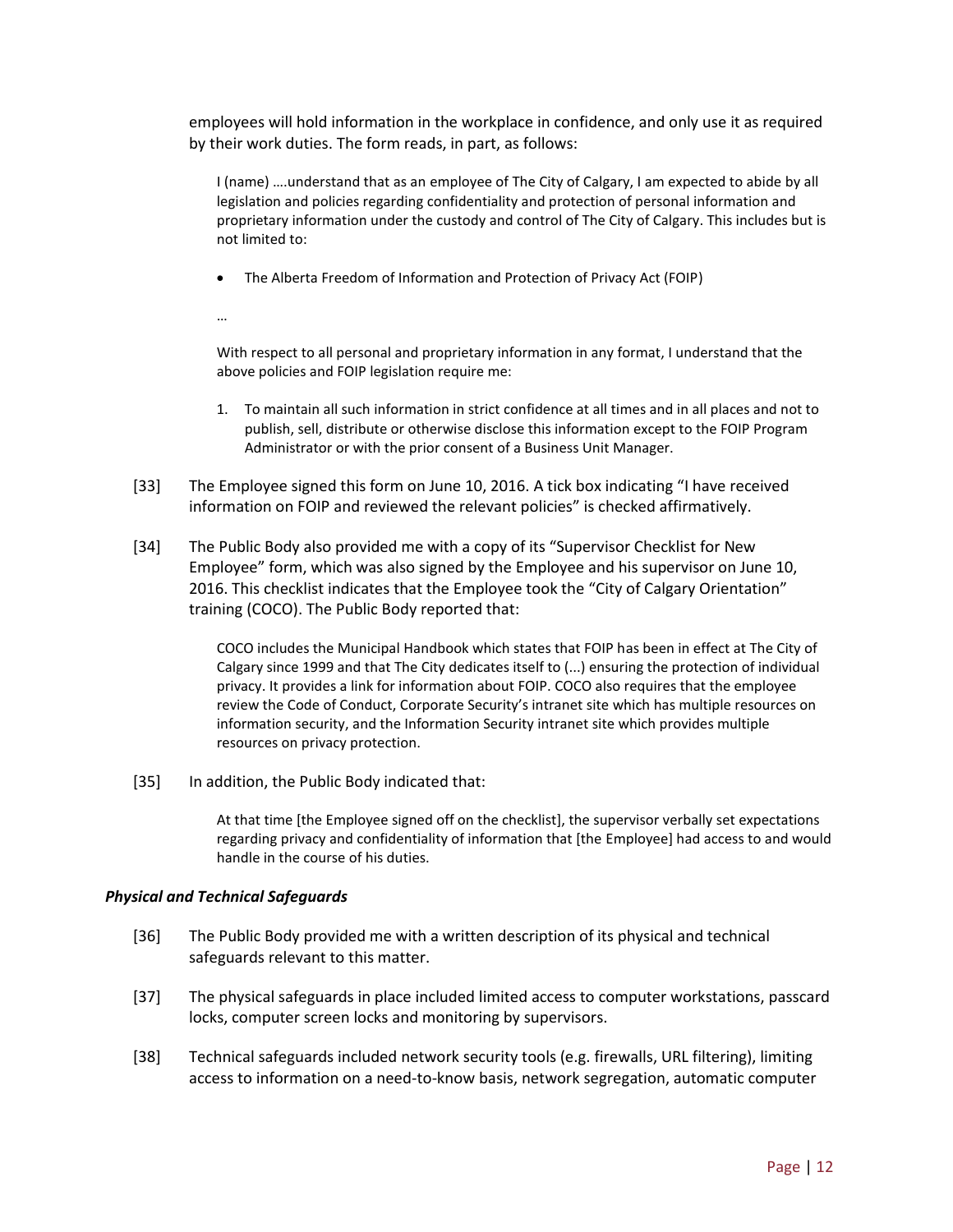employees will hold information in the workplace in confidence, and only use it as required by their work duties. The form reads, in part, as follows:

> I (name) ….understand that as an employee of The City of Calgary, I am expected to abide by all legislation and policies regarding confidentiality and protection of personal information and proprietary information under the custody and control of The City of Calgary. This includes but is not limited to:
>
> - The Alberta Freedom of Information and Protection of Privacy Act (FOIP)
>
> …
>
> With respect to all personal and proprietary information in any format, I understand that the above policies and FOIP legislation require me:
>
> 1. To maintain all such information in strict confidence at all times and in all places and not to publish, sell, distribute or otherwise disclose this information except to the FOIP Program Administrator or with the prior consent of a Business Unit Manager.

[33] The Employee signed this form on June 10, 2016. A tick box indicating "I have received information on FOIP and reviewed the relevant policies" is checked affirmatively.

[34] The Public Body also provided me with a copy of its "Supervisor Checklist for New Employee" form, which was also signed by the Employee and his supervisor on June 10, 2016. This checklist indicates that the Employee took the "City of Calgary Orientation" training (COCO). The Public Body reported that:

> COCO includes the Municipal Handbook which states that FOIP has been in effect at The City of Calgary since 1999 and that The City dedicates itself to (...) ensuring the protection of individual privacy. It provides a link for information about FOIP. COCO also requires that the employee review the Code of Conduct, Corporate Security's intranet site which has multiple resources on information security, and the Information Security intranet site which provides multiple resources on privacy protection.

[35] In addition, the Public Body indicated that:

> At that time [the Employee signed off on the checklist], the supervisor verbally set expectations regarding privacy and confidentiality of information that [the Employee] had access to and would handle in the course of his duties.

### *Physical and Technical Safeguards*

[36] The Public Body provided me with a written description of its physical and technical safeguards relevant to this matter.

[37] The physical safeguards in place included limited access to computer workstations, passcard locks, computer screen locks and monitoring by supervisors.

[38] Technical safeguards included network security tools (e.g. firewalls, URL filtering), limiting access to information on a need-to-know basis, network segregation, automatic computer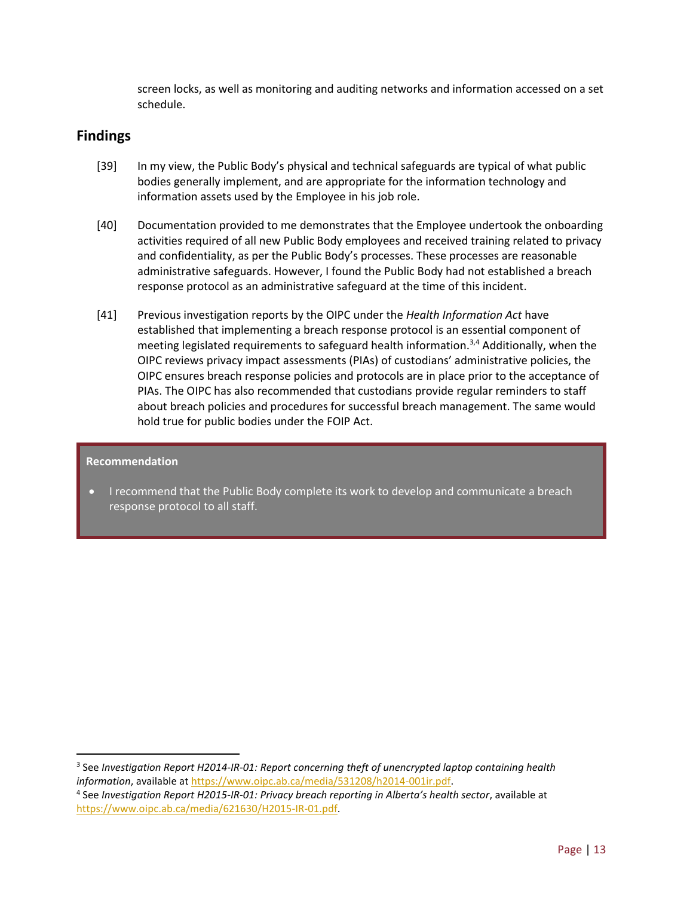screen locks, as well as monitoring and auditing networks and information accessed on a set schedule.

## Findings

[39] In my view, the Public Body's physical and technical safeguards are typical of what public bodies generally implement, and are appropriate for the information technology and information assets used by the Employee in his job role.

[40] Documentation provided to me demonstrates that the Employee undertook the onboarding activities required of all new Public Body employees and received training related to privacy and confidentiality, as per the Public Body's processes. These processes are reasonable administrative safeguards. However, I found the Public Body had not established a breach response protocol as an administrative safeguard at the time of this incident.

[41] Previous investigation reports by the OIPC under the *Health Information Act* have established that implementing a breach response protocol is an essential component of meeting legislated requirements to safeguard health information.[3,4] Additionally, when the OIPC reviews privacy impact assessments (PIAs) of custodians' administrative policies, the OIPC ensures breach response policies and protocols are in place prior to the acceptance of PIAs. The OIPC has also recommended that custodians provide regular reminders to staff about breach policies and procedures for successful breach management. The same would hold true for public bodies under the FOIP Act.

**Recommendation**

- I recommend that the Public Body complete its work to develop and communicate a breach response protocol to all staff.

---

[3] See *Investigation Report H2014-IR-01: Report concerning theft of unencrypted laptop containing health information*, available at https://www.oipc.ab.ca/media/531208/h2014-001ir.pdf.

[4] See *Investigation Report H2015-IR-01: Privacy breach reporting in Alberta's health sector*, available at https://www.oipc.ab.ca/media/621630/H2015-IR-01.pdf.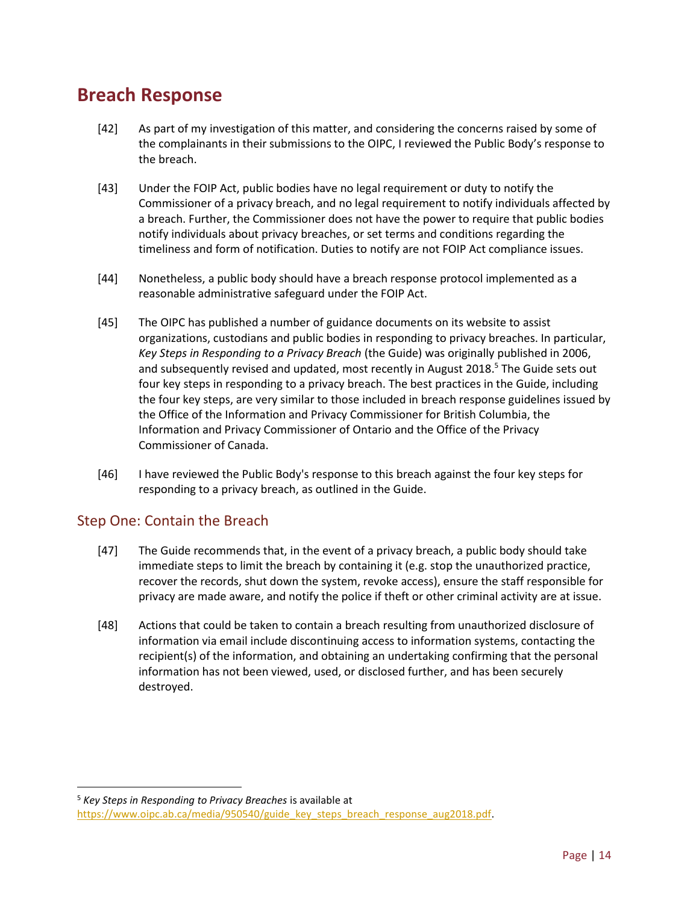# Breach Response

[42] As part of my investigation of this matter, and considering the concerns raised by some of the complainants in their submissions to the OIPC, I reviewed the Public Body's response to the breach.

[43] Under the FOIP Act, public bodies have no legal requirement or duty to notify the Commissioner of a privacy breach, and no legal requirement to notify individuals affected by a breach. Further, the Commissioner does not have the power to require that public bodies notify individuals about privacy breaches, or set terms and conditions regarding the timeliness and form of notification. Duties to notify are not FOIP Act compliance issues.

[44] Nonetheless, a public body should have a breach response protocol implemented as a reasonable administrative safeguard under the FOIP Act.

[45] The OIPC has published a number of guidance documents on its website to assist organizations, custodians and public bodies in responding to privacy breaches. In particular, *Key Steps in Responding to a Privacy Breach* (the Guide) was originally published in 2006, and subsequently revised and updated, most recently in August 2018.[5] The Guide sets out four key steps in responding to a privacy breach. The best practices in the Guide, including the four key steps, are very similar to those included in breach response guidelines issued by the Office of the Information and Privacy Commissioner for British Columbia, the Information and Privacy Commissioner of Ontario and the Office of the Privacy Commissioner of Canada.

[46] I have reviewed the Public Body's response to this breach against the four key steps for responding to a privacy breach, as outlined in the Guide.

## Step One: Contain the Breach

[47] The Guide recommends that, in the event of a privacy breach, a public body should take immediate steps to limit the breach by containing it (e.g. stop the unauthorized practice, recover the records, shut down the system, revoke access), ensure the staff responsible for privacy are made aware, and notify the police if theft or other criminal activity are at issue.

[48] Actions that could be taken to contain a breach resulting from unauthorized disclosure of information via email include discontinuing access to information systems, contacting the recipient(s) of the information, and obtaining an undertaking confirming that the personal information has not been viewed, used, or disclosed further, and has been securely destroyed.

---

[5] *Key Steps in Responding to Privacy Breaches* is available at https://www.oipc.ab.ca/media/950540/guide_key_steps_breach_response_aug2018.pdf.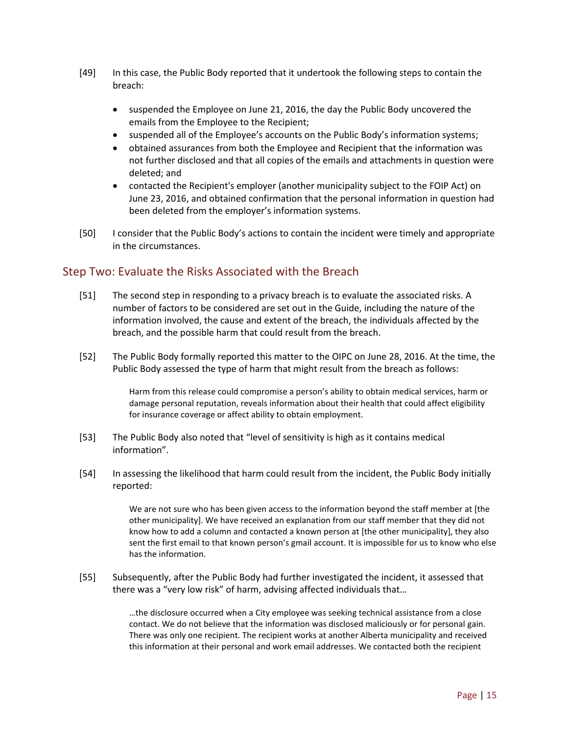[49] In this case, the Public Body reported that it undertook the following steps to contain the breach:

- suspended the Employee on June 21, 2016, the day the Public Body uncovered the emails from the Employee to the Recipient;
- suspended all of the Employee's accounts on the Public Body's information systems;
- obtained assurances from both the Employee and Recipient that the information was not further disclosed and that all copies of the emails and attachments in question were deleted; and
- contacted the Recipient's employer (another municipality subject to the FOIP Act) on June 23, 2016, and obtained confirmation that the personal information in question had been deleted from the employer's information systems.

[50] I consider that the Public Body's actions to contain the incident were timely and appropriate in the circumstances.

## Step Two: Evaluate the Risks Associated with the Breach

[51] The second step in responding to a privacy breach is to evaluate the associated risks. A number of factors to be considered are set out in the Guide, including the nature of the information involved, the cause and extent of the breach, the individuals affected by the breach, and the possible harm that could result from the breach.

[52] The Public Body formally reported this matter to the OIPC on June 28, 2016. At the time, the Public Body assessed the type of harm that might result from the breach as follows:

> Harm from this release could compromise a person's ability to obtain medical services, harm or damage personal reputation, reveals information about their health that could affect eligibility for insurance coverage or affect ability to obtain employment.

[53] The Public Body also noted that "level of sensitivity is high as it contains medical information".

[54] In assessing the likelihood that harm could result from the incident, the Public Body initially reported:

> We are not sure who has been given access to the information beyond the staff member at [the other municipality]. We have received an explanation from our staff member that they did not know how to add a column and contacted a known person at [the other municipality], they also sent the first email to that known person's gmail account. It is impossible for us to know who else has the information.

[55] Subsequently, after the Public Body had further investigated the incident, it assessed that there was a "very low risk" of harm, advising affected individuals that…

> …the disclosure occurred when a City employee was seeking technical assistance from a close contact. We do not believe that the information was disclosed maliciously or for personal gain. There was only one recipient. The recipient works at another Alberta municipality and received this information at their personal and work email addresses. We contacted both the recipient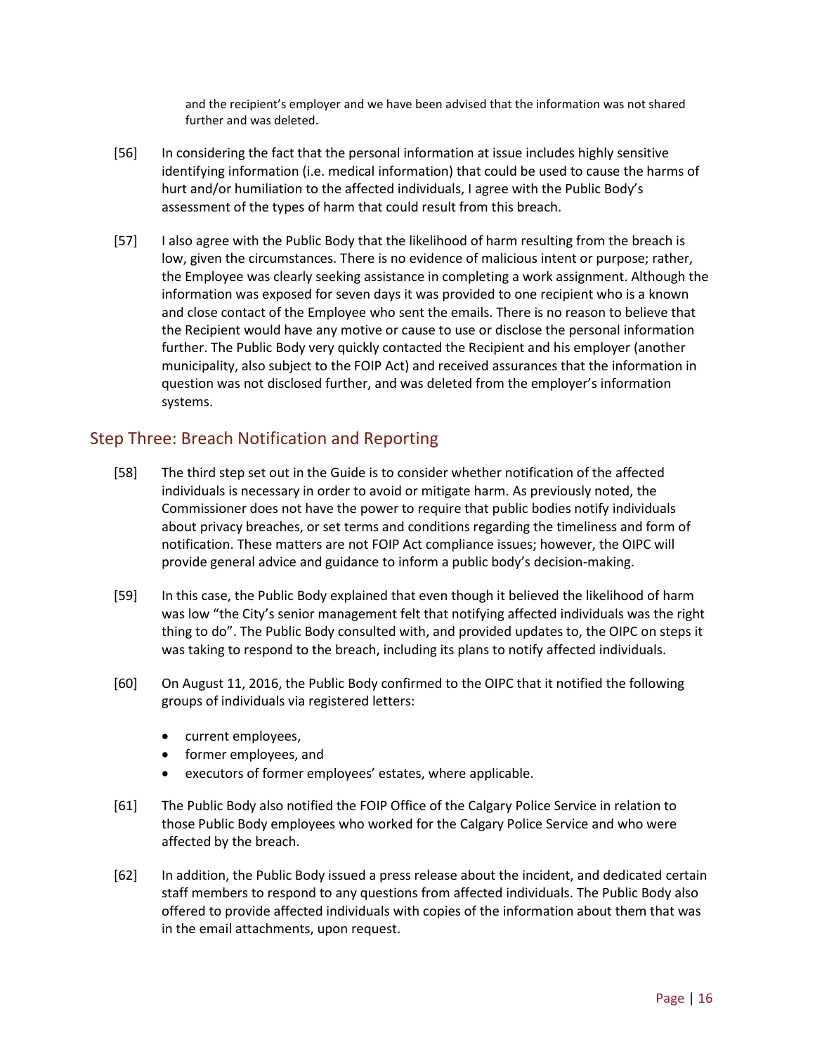> and the recipient's employer and we have been advised that the information was not shared further and was deleted.

[56] In considering the fact that the personal information at issue includes highly sensitive identifying information (i.e. medical information) that could be used to cause the harms of hurt and/or humiliation to the affected individuals, I agree with the Public Body's assessment of the types of harm that could result from this breach.

[57] I also agree with the Public Body that the likelihood of harm resulting from the breach is low, given the circumstances. There is no evidence of malicious intent or purpose; rather, the Employee was clearly seeking assistance in completing a work assignment. Although the information was exposed for seven days it was provided to one recipient who is a known and close contact of the Employee who sent the emails. There is no reason to believe that the Recipient would have any motive or cause to use or disclose the personal information further. The Public Body very quickly contacted the Recipient and his employer (another municipality, also subject to the FOIP Act) and received assurances that the information in question was not disclosed further, and was deleted from the employer's information systems.

## Step Three: Breach Notification and Reporting

[58] The third step set out in the Guide is to consider whether notification of the affected individuals is necessary in order to avoid or mitigate harm. As previously noted, the Commissioner does not have the power to require that public bodies notify individuals about privacy breaches, or set terms and conditions regarding the timeliness and form of notification. These matters are not FOIP Act compliance issues; however, the OIPC will provide general advice and guidance to inform a public body's decision-making.

[59] In this case, the Public Body explained that even though it believed the likelihood of harm was low "the City's senior management felt that notifying affected individuals was the right thing to do". The Public Body consulted with, and provided updates to, the OIPC on steps it was taking to respond to the breach, including its plans to notify affected individuals.

[60] On August 11, 2016, the Public Body confirmed to the OIPC that it notified the following groups of individuals via registered letters:

- current employees,
- former employees, and
- executors of former employees' estates, where applicable.

[61] The Public Body also notified the FOIP Office of the Calgary Police Service in relation to those Public Body employees who worked for the Calgary Police Service and who were affected by the breach.

[62] In addition, the Public Body issued a press release about the incident, and dedicated certain staff members to respond to any questions from affected individuals. The Public Body also offered to provide affected individuals with copies of the information about them that was in the email attachments, upon request.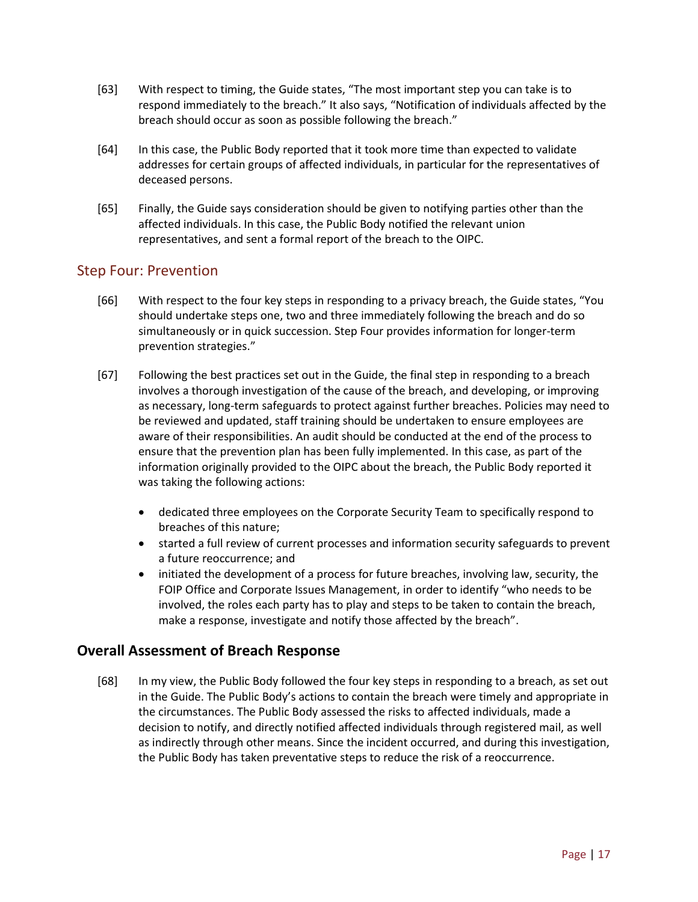[63] With respect to timing, the Guide states, "The most important step you can take is to respond immediately to the breach." It also says, "Notification of individuals affected by the breach should occur as soon as possible following the breach."

[64] In this case, the Public Body reported that it took more time than expected to validate addresses for certain groups of affected individuals, in particular for the representatives of deceased persons.

[65] Finally, the Guide says consideration should be given to notifying parties other than the affected individuals. In this case, the Public Body notified the relevant union representatives, and sent a formal report of the breach to the OIPC.

### Step Four: Prevention

[66] With respect to the four key steps in responding to a privacy breach, the Guide states, "You should undertake steps one, two and three immediately following the breach and do so simultaneously or in quick succession. Step Four provides information for longer-term prevention strategies."

[67] Following the best practices set out in the Guide, the final step in responding to a breach involves a thorough investigation of the cause of the breach, and developing, or improving as necessary, long-term safeguards to protect against further breaches. Policies may need to be reviewed and updated, staff training should be undertaken to ensure employees are aware of their responsibilities. An audit should be conducted at the end of the process to ensure that the prevention plan has been fully implemented. In this case, as part of the information originally provided to the OIPC about the breach, the Public Body reported it was taking the following actions:

- dedicated three employees on the Corporate Security Team to specifically respond to breaches of this nature;
- started a full review of current processes and information security safeguards to prevent a future reoccurrence; and
- initiated the development of a process for future breaches, involving law, security, the FOIP Office and Corporate Issues Management, in order to identify "who needs to be involved, the roles each party has to play and steps to be taken to contain the breach, make a response, investigate and notify those affected by the breach".

## Overall Assessment of Breach Response

[68] In my view, the Public Body followed the four key steps in responding to a breach, as set out in the Guide. The Public Body's actions to contain the breach were timely and appropriate in the circumstances. The Public Body assessed the risks to affected individuals, made a decision to notify, and directly notified affected individuals through registered mail, as well as indirectly through other means. Since the incident occurred, and during this investigation, the Public Body has taken preventative steps to reduce the risk of a reoccurrence.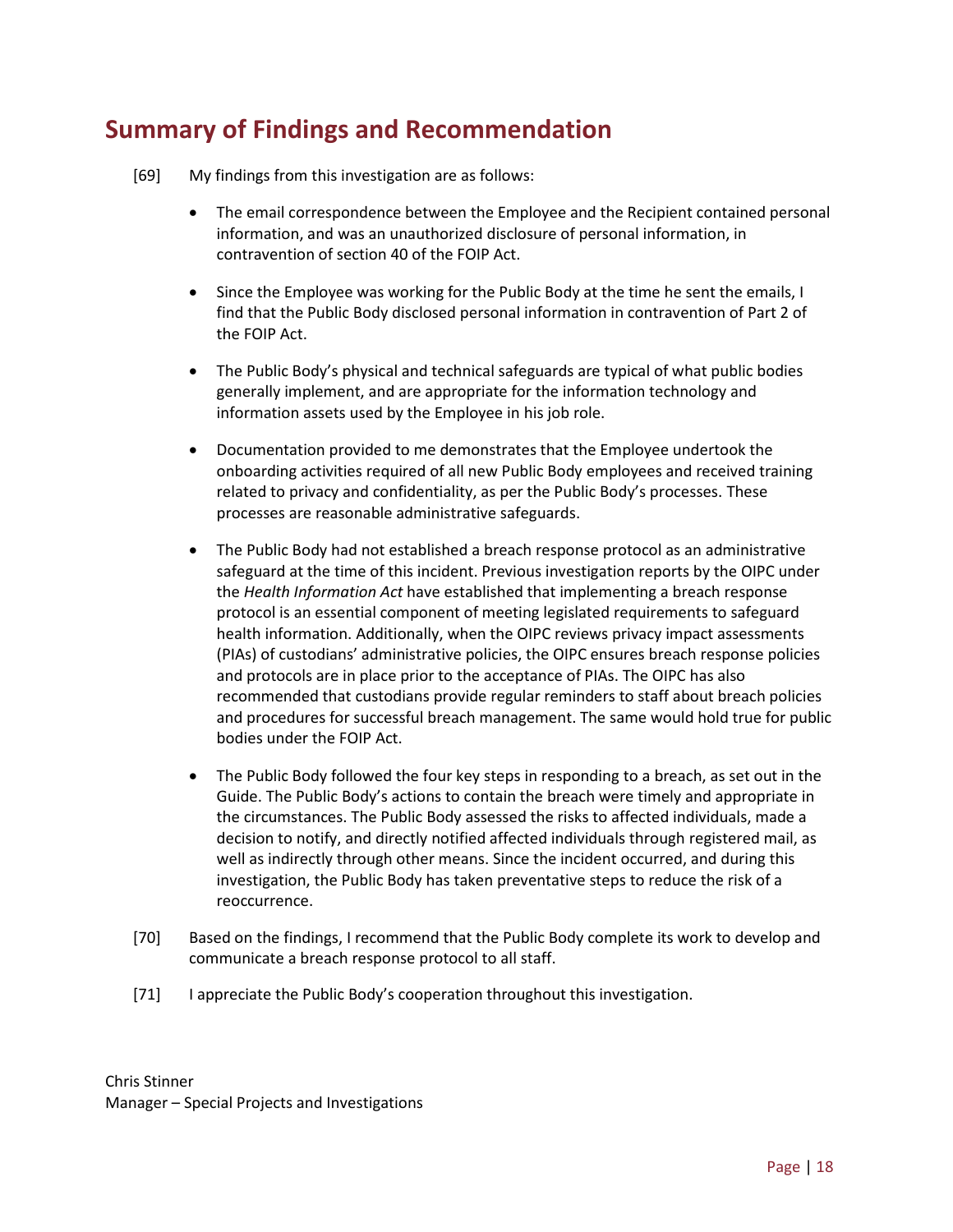## Summary of Findings and Recommendation

[69] My findings from this investigation are as follows:

- The email correspondence between the Employee and the Recipient contained personal information, and was an unauthorized disclosure of personal information, in contravention of section 40 of the FOIP Act.

- Since the Employee was working for the Public Body at the time he sent the emails, I find that the Public Body disclosed personal information in contravention of Part 2 of the FOIP Act.

- The Public Body's physical and technical safeguards are typical of what public bodies generally implement, and are appropriate for the information technology and information assets used by the Employee in his job role.

- Documentation provided to me demonstrates that the Employee undertook the onboarding activities required of all new Public Body employees and received training related to privacy and confidentiality, as per the Public Body's processes. These processes are reasonable administrative safeguards.

- The Public Body had not established a breach response protocol as an administrative safeguard at the time of this incident. Previous investigation reports by the OIPC under the *Health Information Act* have established that implementing a breach response protocol is an essential component of meeting legislated requirements to safeguard health information. Additionally, when the OIPC reviews privacy impact assessments (PIAs) of custodians' administrative policies, the OIPC ensures breach response policies and protocols are in place prior to the acceptance of PIAs. The OIPC has also recommended that custodians provide regular reminders to staff about breach policies and procedures for successful breach management. The same would hold true for public bodies under the FOIP Act.

- The Public Body followed the four key steps in responding to a breach, as set out in the Guide. The Public Body's actions to contain the breach were timely and appropriate in the circumstances. The Public Body assessed the risks to affected individuals, made a decision to notify, and directly notified affected individuals through registered mail, as well as indirectly through other means. Since the incident occurred, and during this investigation, the Public Body has taken preventative steps to reduce the risk of a reoccurrence.

[70] Based on the findings, I recommend that the Public Body complete its work to develop and communicate a breach response protocol to all staff.

[71] I appreciate the Public Body's cooperation throughout this investigation.

Chris Stinner
Manager – Special Projects and Investigations